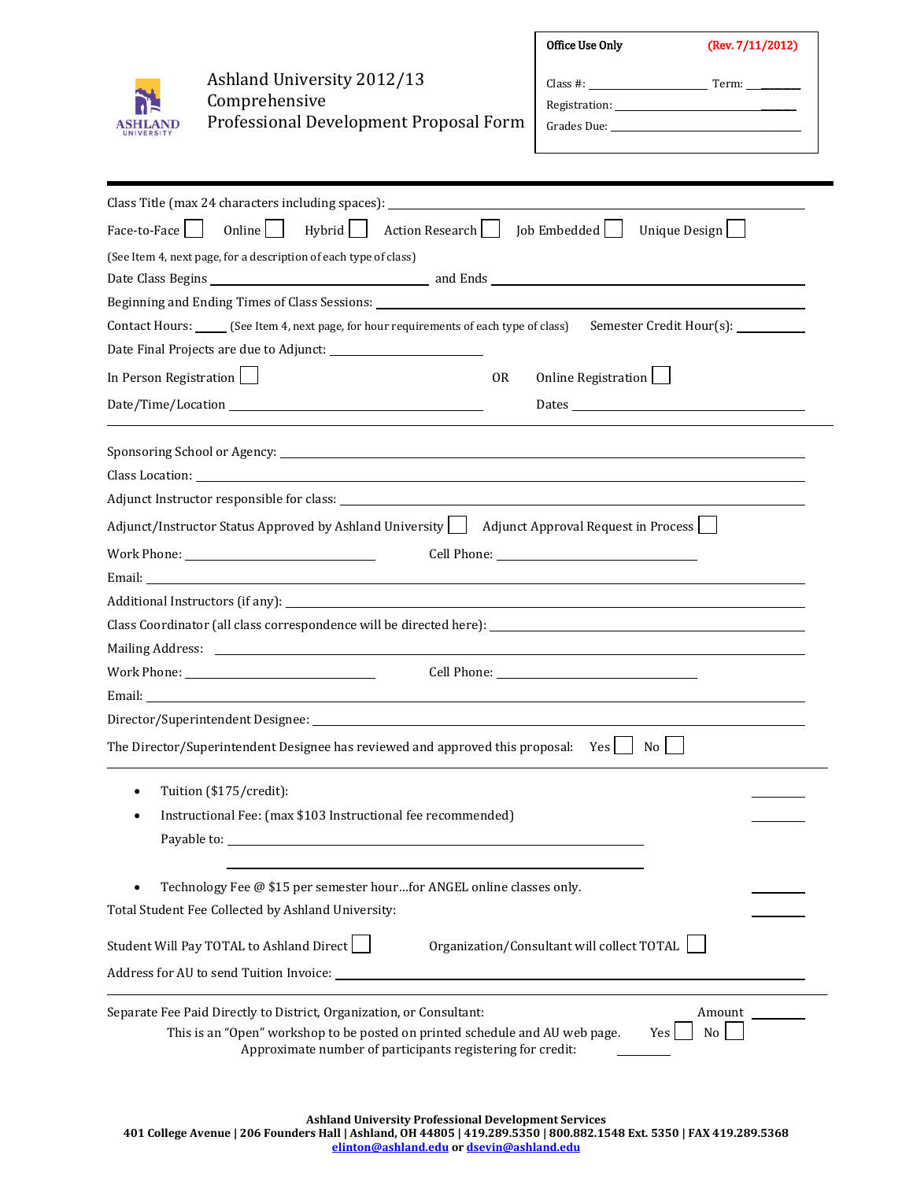# Ashland University 2012/13 Comprehensive Professional Development Proposal Form

**Office Use Only** (Rev. 7/11/2012)

Class #: ____________________ Term: ________

Registration: ________________________________

Grades Due: _________________________________

---

Class Title (max 24 characters including spaces): ____________________________________________

Face-to-Face ☐ Online ☐ Hybrid ☐ Action Research ☐ Job Embedded ☐ Unique Design ☐

(See Item 4, next page, for a description of each type of class)

Date Class Begins ____________________ and Ends ____________________

Beginning and Ending Times of Class Sessions: ____________________

Contact Hours: _____ (See Item 4, next page, for hour requirements of each type of class) Semester Credit Hour(s): ________

Date Final Projects are due to Adjunct: ____________________

In Person Registration ☐ OR Online Registration ☐

Date/Time/Location ____________________ Dates ____________________

---

Sponsoring School or Agency: ____________________

Class Location: ____________________

Adjunct Instructor responsible for class: ____________________

Adjunct/Instructor Status Approved by Ashland University ☐ Adjunct Approval Request in Process ☐

Work Phone: ____________________ Cell Phone: ____________________

Email: ____________________

Additional Instructors (if any): ____________________

Class Coordinator (all class correspondence will be directed here): ____________________

Mailing Address: ____________________

Work Phone: ____________________ Cell Phone: ____________________

Email: ____________________

Director/Superintendent Designee: ____________________

The Director/Superintendent Designee has reviewed and approved this proposal: Yes ☐ No ☐

---

- Tuition ($175/credit): ________
- Instructional Fee: (max $103 Instructional fee recommended) ________

  Payable to: ____________________

  ____________________
- Technology Fee @ $15 per semester hour…for ANGEL online classes only. ________

Total Student Fee Collected by Ashland University: ________

Student Will Pay TOTAL to Ashland Direct ☐ Organization/Consultant will collect TOTAL ☐

Address for AU to send Tuition Invoice: ____________________

---

Separate Fee Paid Directly to District, Organization, or Consultant: Amount ________

This is an "Open" workshop to be posted on printed schedule and AU web page. Yes ☐ No ☐

Approximate number of participants registering for credit: ________

**Ashland University Professional Development Services**
**401 College Avenue | 206 Founders Hall | Ashland, OH 44805 | 419.289.5350 | 800.882.1548 Ext. 5350 | FAX 419.289.5368**
elinton@ashland.edu or dsevin@ashland.edu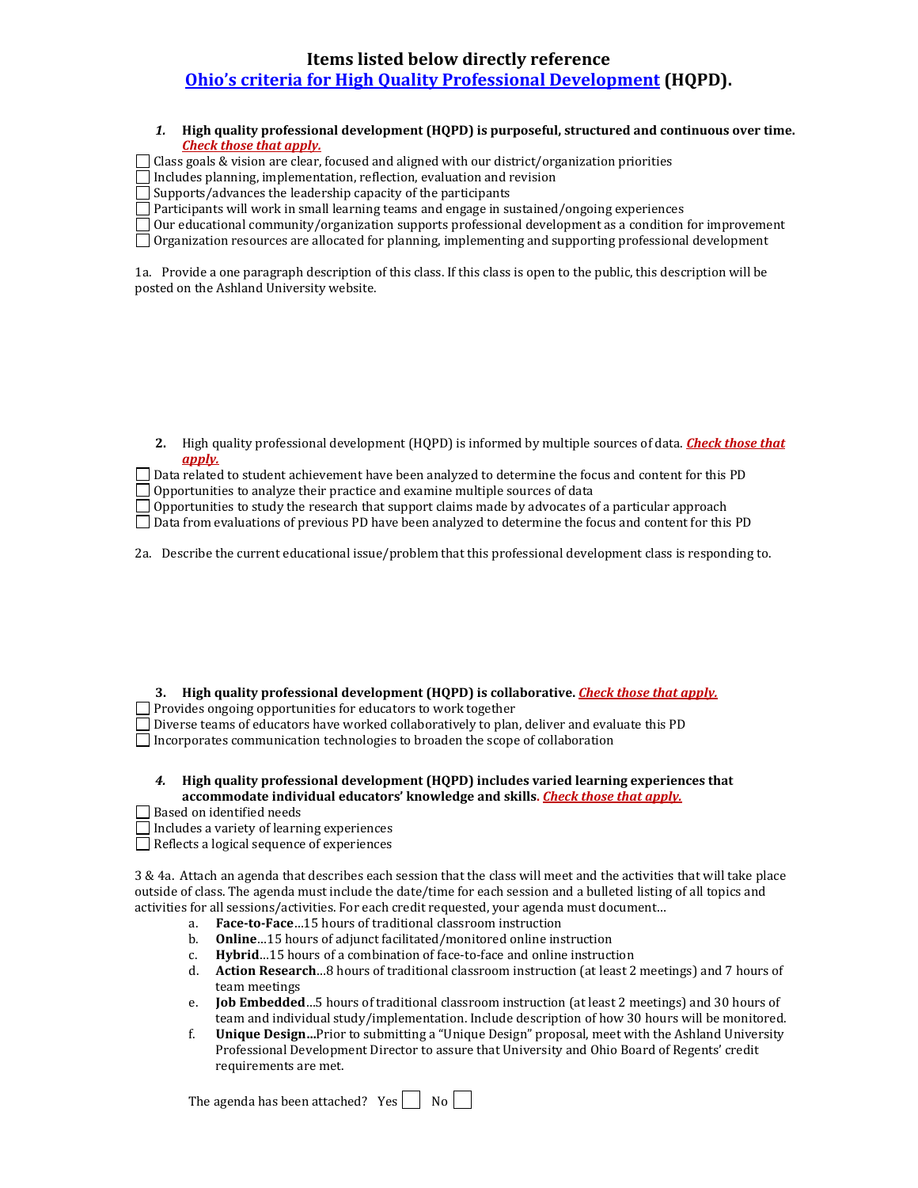## Items listed below directly reference [Ohio's criteria for High Quality Professional Development](#) (HQPD).

***1.*** **High quality professional development (HQPD) is purposeful, structured and continuous over time.** ***Check those that apply.***

- [ ] Class goals & vision are clear, focused and aligned with our district/organization priorities
- [ ] Includes planning, implementation, reflection, evaluation and revision
- [ ] Supports/advances the leadership capacity of the participants
- [ ] Participants will work in small learning teams and engage in sustained/ongoing experiences
- [ ] Our educational community/organization supports professional development as a condition for improvement
- [ ] Organization resources are allocated for planning, implementing and supporting professional development

1a. Provide a one paragraph description of this class. If this class is open to the public, this description will be posted on the Ashland University website.

**2.** High quality professional development (HQPD) is informed by multiple sources of data. ***Check those that apply.***

- [ ] Data related to student achievement have been analyzed to determine the focus and content for this PD
- [ ] Opportunities to analyze their practice and examine multiple sources of data
- [ ] Opportunities to study the research that support claims made by advocates of a particular approach
- [ ] Data from evaluations of previous PD have been analyzed to determine the focus and content for this PD

2a. Describe the current educational issue/problem that this professional development class is responding to.

**3. High quality professional development (HQPD) is collaborative.** ***Check those that apply.***

- [ ] Provides ongoing opportunities for educators to work together
- [ ] Diverse teams of educators have worked collaboratively to plan, deliver and evaluate this PD
- [ ] Incorporates communication technologies to broaden the scope of collaboration

***4.*** **High quality professional development (HQPD) includes varied learning experiences that accommodate individual educators' knowledge and skills.** ***Check those that apply.***

- [ ] Based on identified needs
- [ ] Includes a variety of learning experiences
- [ ] Reflects a logical sequence of experiences

3 & 4a. Attach an agenda that describes each session that the class will meet and the activities that will take place outside of class. The agenda must include the date/time for each session and a bulleted listing of all topics and activities for all sessions/activities. For each credit requested, your agenda must document…

a. **Face-to-Face**…15 hours of traditional classroom instruction
b. **Online**…15 hours of adjunct facilitated/monitored online instruction
c. **Hybrid**…15 hours of a combination of face-to-face and online instruction
d. **Action Research**…8 hours of traditional classroom instruction (at least 2 meetings) and 7 hours of team meetings
e. **Job Embedded**…5 hours of traditional classroom instruction (at least 2 meetings) and 30 hours of team and individual study/implementation. Include description of how 30 hours will be monitored.
f. **Unique Design…**Prior to submitting a "Unique Design" proposal, meet with the Ashland University Professional Development Director to assure that University and Ohio Board of Regents' credit requirements are met.

The agenda has been attached? Yes ☐ No ☐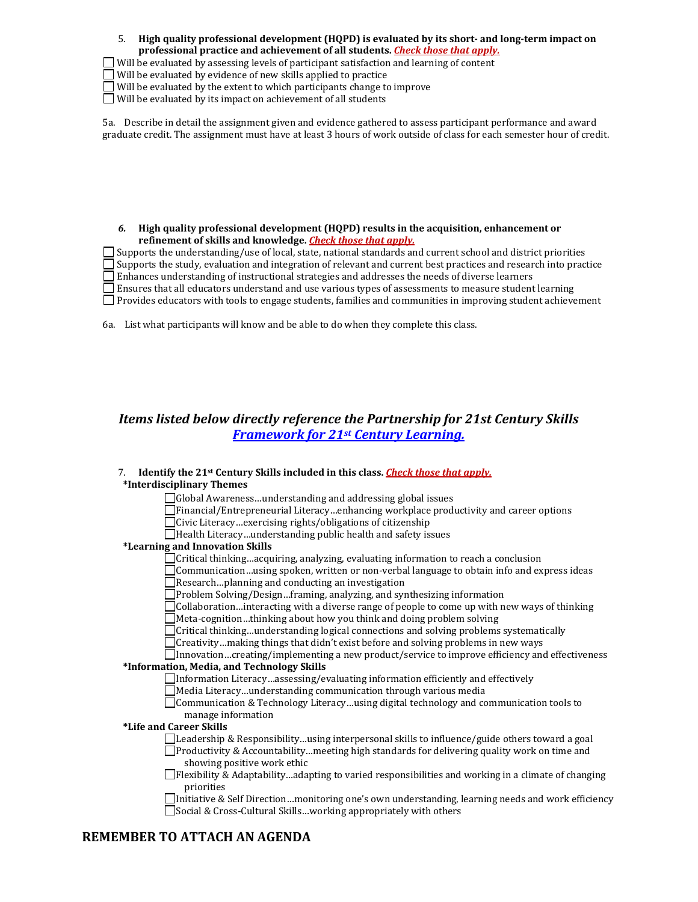5. **High quality professional development (HQPD) is evaluated by its short- and long-term impact on professional practice and achievement of all students.** ***Check those that apply.***

- ☐ Will be evaluated by assessing levels of participant satisfaction and learning of content
- ☐ Will be evaluated by evidence of new skills applied to practice
- ☐ Will be evaluated by the extent to which participants change to improve
- ☐ Will be evaluated by its impact on achievement of all students

5a. Describe in detail the assignment given and evidence gathered to assess participant performance and award graduate credit. The assignment must have at least 3 hours of work outside of class for each semester hour of credit.

*6.* **High quality professional development (HQPD) results in the acquisition, enhancement or refinement of skills and knowledge.** ***Check those that apply.***

- ☐ Supports the understanding/use of local, state, national standards and current school and district priorities
- ☐ Supports the study, evaluation and integration of relevant and current best practices and research into practice
- ☐ Enhances understanding of instructional strategies and addresses the needs of diverse learners
- ☐ Ensures that all educators understand and use various types of assessments to measure student learning
- ☐ Provides educators with tools to engage students, families and communities in improving student achievement

6a. List what participants will know and be able to do when they complete this class.

## *Items listed below directly reference the Partnership for 21st Century Skills* ***Framework for 21st Century Learning.***

7. **Identify the 21st Century Skills included in this class.** ***Check those that apply.***

**\*Interdisciplinary Themes**

- ☐ Global Awareness…understanding and addressing global issues
- ☐ Financial/Entrepreneurial Literacy…enhancing workplace productivity and career options
- ☐ Civic Literacy…exercising rights/obligations of citizenship
- ☐ Health Literacy…understanding public health and safety issues

**\*Learning and Innovation Skills**

- ☐ Critical thinking…acquiring, analyzing, evaluating information to reach a conclusion
- ☐ Communication…using spoken, written or non-verbal language to obtain info and express ideas
- ☐ Research…planning and conducting an investigation
- ☐ Problem Solving/Design…framing, analyzing, and synthesizing information
- ☐ Collaboration…interacting with a diverse range of people to come up with new ways of thinking
- ☐ Meta-cognition…thinking about how you think and doing problem solving
- ☐ Critical thinking…understanding logical connections and solving problems systematically
- ☐ Creativity…making things that didn't exist before and solving problems in new ways
- ☐ Innovation…creating/implementing a new product/service to improve efficiency and effectiveness

**\*Information, Media, and Technology Skills**

- ☐ Information Literacy…assessing/evaluating information efficiently and effectively
- ☐ Media Literacy…understanding communication through various media
- ☐ Communication & Technology Literacy…using digital technology and communication tools to manage information

**\*Life and Career Skills**

- ☐ Leadership & Responsibility…using interpersonal skills to influence/guide others toward a goal
- ☐ Productivity & Accountability…meeting high standards for delivering quality work on time and showing positive work ethic
- ☐ Flexibility & Adaptability…adapting to varied responsibilities and working in a climate of changing priorities
- ☐ Initiative & Self Direction…monitoring one's own understanding, learning needs and work efficiency
- ☐ Social & Cross-Cultural Skills…working appropriately with others

**REMEMBER TO ATTACH AN AGENDA**